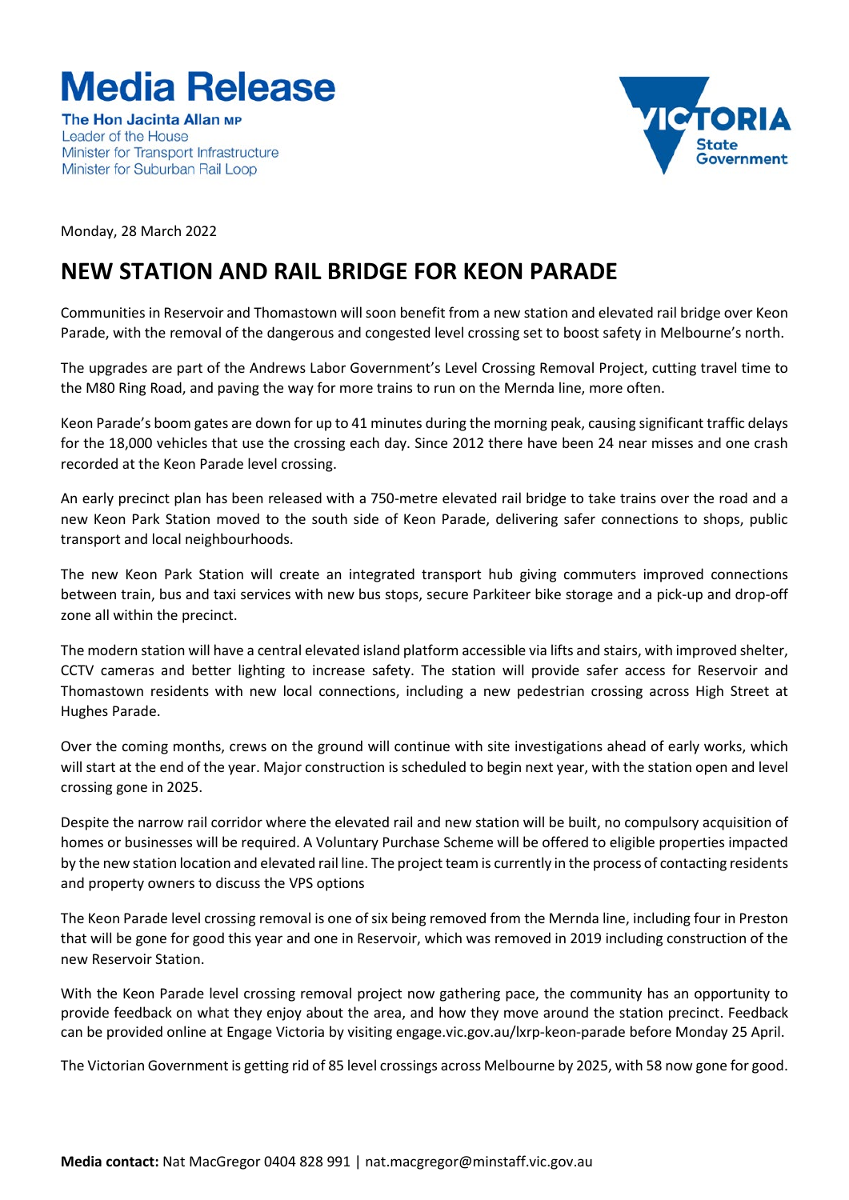# Media Release

**The Hon Jacinta Allan MP**
Leader of the House
Minister for Transport Infrastructure
Minister for Suburban Rail Loop

Monday, 28 March 2022

## NEW STATION AND RAIL BRIDGE FOR KEON PARADE

Communities in Reservoir and Thomastown will soon benefit from a new station and elevated rail bridge over Keon Parade, with the removal of the dangerous and congested level crossing set to boost safety in Melbourne's north.

The upgrades are part of the Andrews Labor Government's Level Crossing Removal Project, cutting travel time to the M80 Ring Road, and paving the way for more trains to run on the Mernda line, more often.

Keon Parade's boom gates are down for up to 41 minutes during the morning peak, causing significant traffic delays for the 18,000 vehicles that use the crossing each day. Since 2012 there have been 24 near misses and one crash recorded at the Keon Parade level crossing.

An early precinct plan has been released with a 750-metre elevated rail bridge to take trains over the road and a new Keon Park Station moved to the south side of Keon Parade, delivering safer connections to shops, public transport and local neighbourhoods.

The new Keon Park Station will create an integrated transport hub giving commuters improved connections between train, bus and taxi services with new bus stops, secure Parkiteer bike storage and a pick-up and drop-off zone all within the precinct.

The modern station will have a central elevated island platform accessible via lifts and stairs, with improved shelter, CCTV cameras and better lighting to increase safety. The station will provide safer access for Reservoir and Thomastown residents with new local connections, including a new pedestrian crossing across High Street at Hughes Parade.

Over the coming months, crews on the ground will continue with site investigations ahead of early works, which will start at the end of the year. Major construction is scheduled to begin next year, with the station open and level crossing gone in 2025.

Despite the narrow rail corridor where the elevated rail and new station will be built, no compulsory acquisition of homes or businesses will be required. A Voluntary Purchase Scheme will be offered to eligible properties impacted by the new station location and elevated rail line. The project team is currently in the process of contacting residents and property owners to discuss the VPS options

The Keon Parade level crossing removal is one of six being removed from the Mernda line, including four in Preston that will be gone for good this year and one in Reservoir, which was removed in 2019 including construction of the new Reservoir Station.

With the Keon Parade level crossing removal project now gathering pace, the community has an opportunity to provide feedback on what they enjoy about the area, and how they move around the station precinct. Feedback can be provided online at Engage Victoria by visiting engage.vic.gov.au/lxrp-keon-parade before Monday 25 April.

The Victorian Government is getting rid of 85 level crossings across Melbourne by 2025, with 58 now gone for good.

**Media contact:** Nat MacGregor 0404 828 991 | nat.macgregor@minstaff.vic.gov.au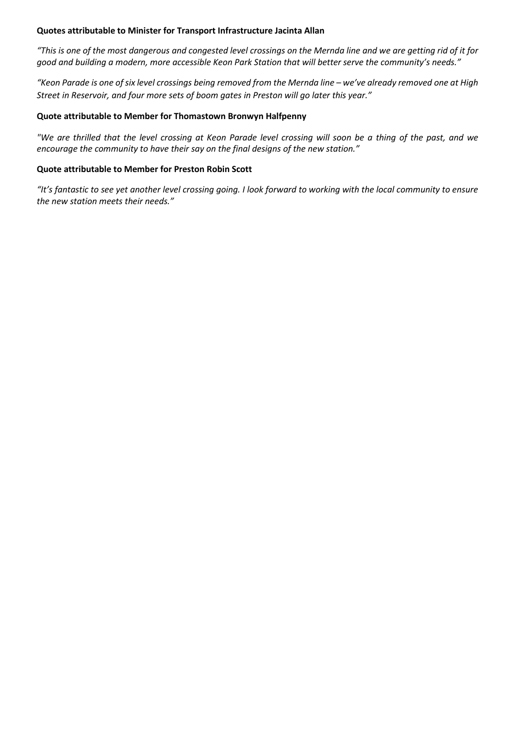**Quotes attributable to Minister for Transport Infrastructure Jacinta Allan**

*"This is one of the most dangerous and congested level crossings on the Mernda line and we are getting rid of it for good and building a modern, more accessible Keon Park Station that will better serve the community's needs."*

*"Keon Parade is one of six level crossings being removed from the Mernda line – we've already removed one at High Street in Reservoir, and four more sets of boom gates in Preston will go later this year."*

**Quote attributable to Member for Thomastown Bronwyn Halfpenny**

*"We are thrilled that the level crossing at Keon Parade level crossing will soon be a thing of the past, and we encourage the community to have their say on the final designs of the new station."*

**Quote attributable to Member for Preston Robin Scott**

*"It's fantastic to see yet another level crossing going. I look forward to working with the local community to ensure the new station meets their needs."*